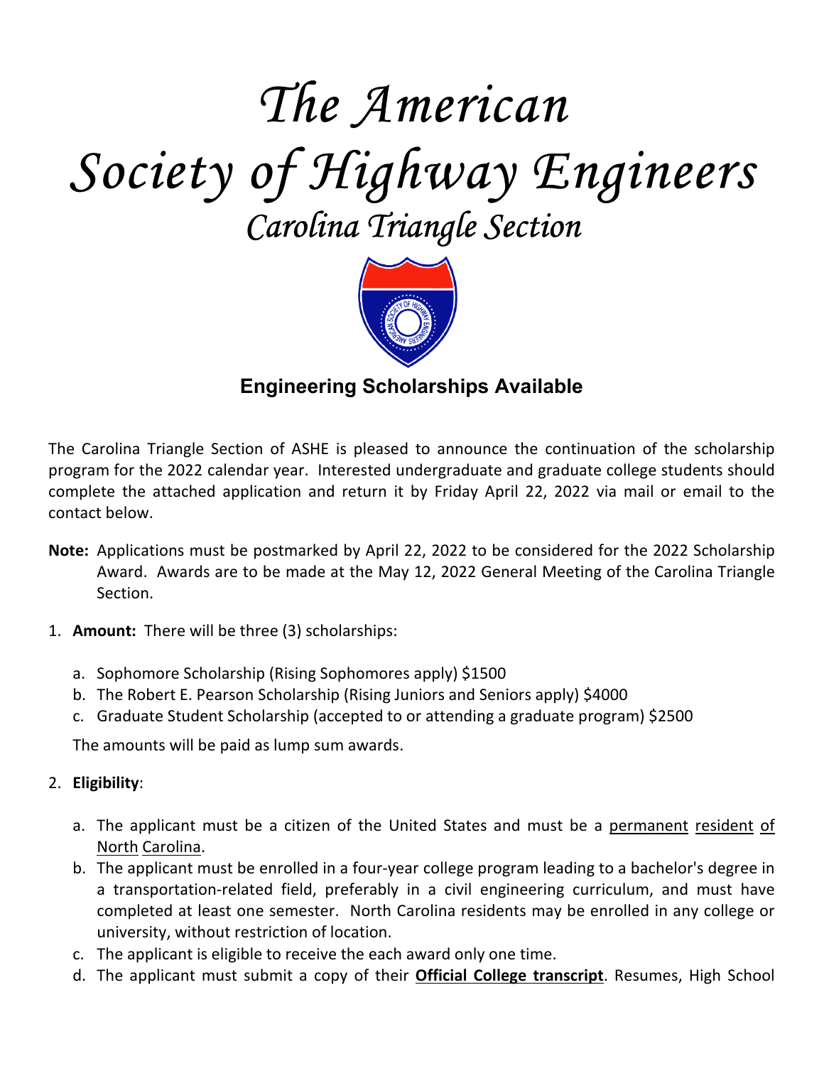# The American Society of Highway Engineers

## Carolina Triangle Section

### Engineering Scholarships Available

The Carolina Triangle Section of ASHE is pleased to announce the continuation of the scholarship program for the 2022 calendar year. Interested undergraduate and graduate college students should complete the attached application and return it by Friday April 22, 2022 via mail or email to the contact below.

**Note:** Applications must be postmarked by April 22, 2022 to be considered for the 2022 Scholarship Award. Awards are to be made at the May 12, 2022 General Meeting of the Carolina Triangle Section.

1. **Amount:** There will be three (3) scholarships:

   a. Sophomore Scholarship (Rising Sophomores apply) $1500
   
   b. The Robert E. Pearson Scholarship (Rising Juniors and Seniors apply) $4000
   
   c. Graduate Student Scholarship (accepted to or attending a graduate program) $2500

   The amounts will be paid as lump sum awards.

2. **Eligibility**:

   a. The applicant must be a citizen of the United States and must be a permanent resident of North Carolina.
   
   b. The applicant must be enrolled in a four-year college program leading to a bachelor's degree in a transportation-related field, preferably in a civil engineering curriculum, and must have completed at least one semester. North Carolina residents may be enrolled in any college or university, without restriction of location.
   
   c. The applicant is eligible to receive the each award only one time.
   
   d. The applicant must submit a copy of their **Official College transcript**. Resumes, High School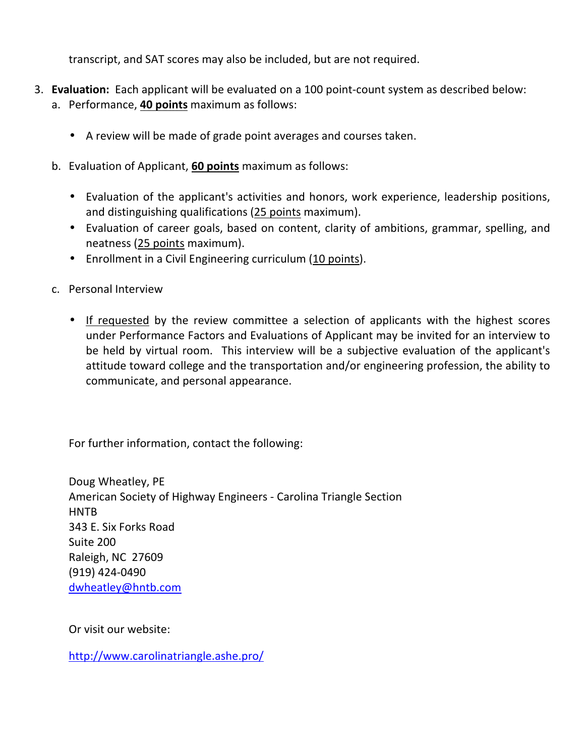transcript, and SAT scores may also be included, but are not required.

3. **Evaluation:** Each applicant will be evaluated on a 100 point-count system as described below:
   a. Performance, **40 points** maximum as follows:

      - A review will be made of grade point averages and courses taken.

   b. Evaluation of Applicant, **60 points** maximum as follows:

      - Evaluation of the applicant's activities and honors, work experience, leadership positions, and distinguishing qualifications (25 points maximum).
      - Evaluation of career goals, based on content, clarity of ambitions, grammar, spelling, and neatness (25 points maximum).
      - Enrollment in a Civil Engineering curriculum (10 points).

   c. Personal Interview

      - If requested by the review committee a selection of applicants with the highest scores under Performance Factors and Evaluations of Applicant may be invited for an interview to be held by virtual room. This interview will be a subjective evaluation of the applicant's attitude toward college and the transportation and/or engineering profession, the ability to communicate, and personal appearance.

For further information, contact the following:

Doug Wheatley, PE
American Society of Highway Engineers - Carolina Triangle Section
HNTB
343 E. Six Forks Road
Suite 200
Raleigh, NC 27609
(919) 424-0490
dwheatley@hntb.com

Or visit our website:

http://www.carolinatriangle.ashe.pro/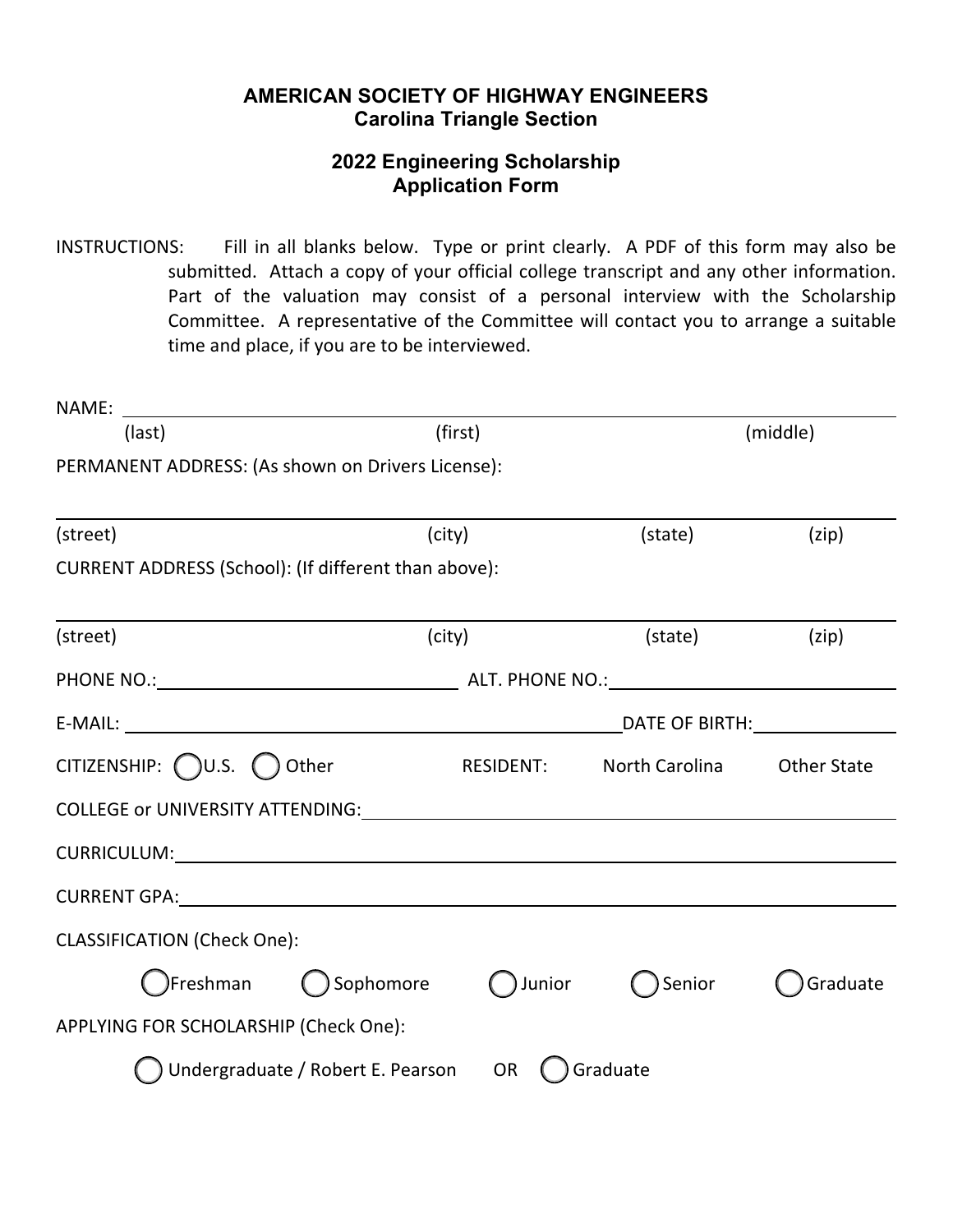**AMERICAN SOCIETY OF HIGHWAY ENGINEERS**
**Carolina Triangle Section**

**2022 Engineering Scholarship**
**Application Form**

INSTRUCTIONS: Fill in all blanks below. Type or print clearly. A PDF of this form may also be submitted. Attach a copy of your official college transcript and any other information. Part of the valuation may consist of a personal interview with the Scholarship Committee. A representative of the Committee will contact you to arrange a suitable time and place, if you are to be interviewed.

NAME: ______________________________________________________________

(last) (first) (middle)

PERMANENT ADDRESS: (As shown on Drivers License):

______________________________________________________________

(street) (city) (state) (zip)

CURRENT ADDRESS (School): (If different than above):

______________________________________________________________

(street) (city) (state) (zip)

PHONE NO.:______________________ ALT. PHONE NO.:______________________

E-MAIL: ________________________________________DATE OF BIRTH:____________

CITIZENSHIP: ◯ U.S. ◯ Other RESIDENT: North Carolina Other State

COLLEGE or UNIVERSITY ATTENDING:______________________________________

CURRICULUM:______________________________________________________

CURRENT GPA:_____________________________________________________

CLASSIFICATION (Check One):

◯ Freshman ◯ Sophomore ◯ Junior ◯ Senior ◯ Graduate

APPLYING FOR SCHOLARSHIP (Check One):

◯ Undergraduate / Robert E. Pearson OR ◯ Graduate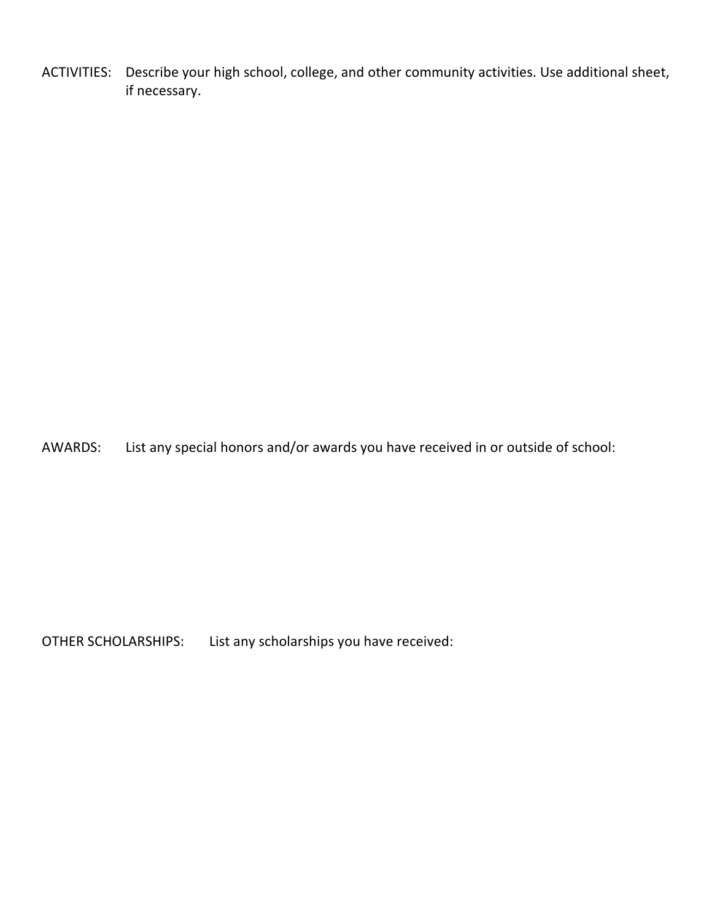ACTIVITIES: Describe your high school, college, and other community activities. Use additional sheet, if necessary.

AWARDS: List any special honors and/or awards you have received in or outside of school:

OTHER SCHOLARSHIPS: List any scholarships you have received: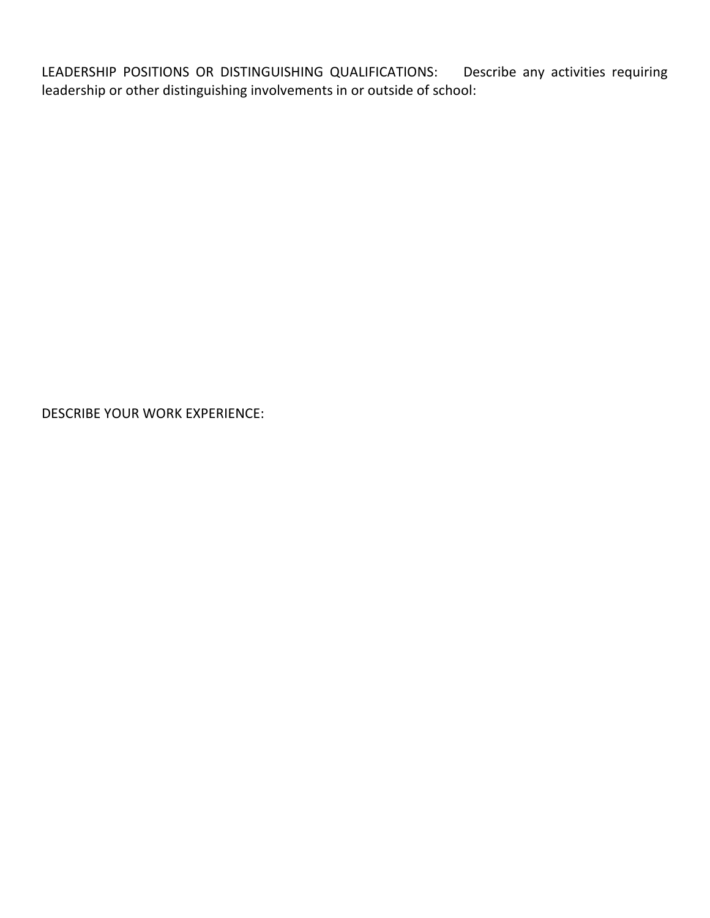LEADERSHIP POSITIONS OR DISTINGUISHING QUALIFICATIONS: Describe any activities requiring leadership or other distinguishing involvements in or outside of school:

DESCRIBE YOUR WORK EXPERIENCE: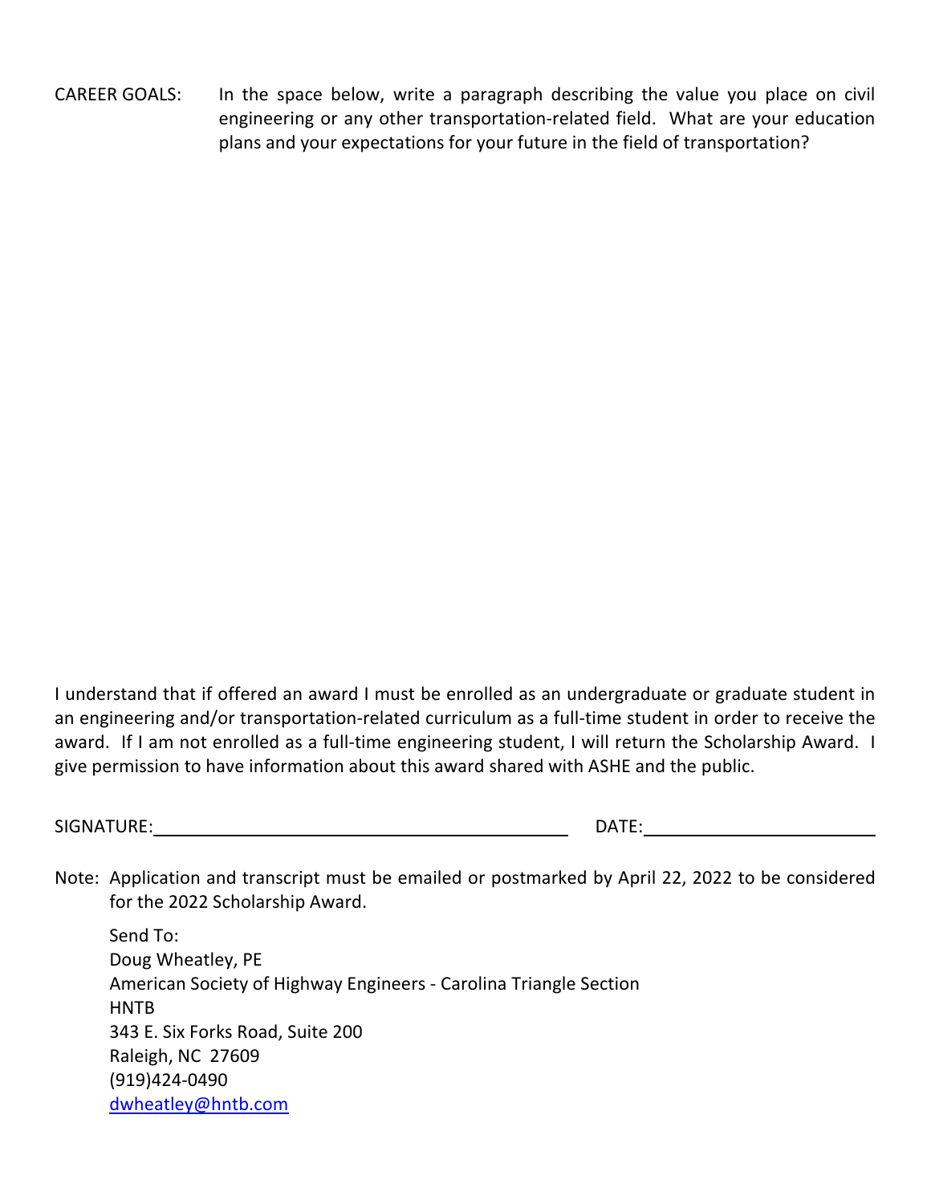CAREER GOALS: In the space below, write a paragraph describing the value you place on civil engineering or any other transportation-related field. What are your education plans and your expectations for your future in the field of transportation?

I understand that if offered an award I must be enrolled as an undergraduate or graduate student in an engineering and/or transportation-related curriculum as a full-time student in order to receive the award. If I am not enrolled as a full-time engineering student, I will return the Scholarship Award. I give permission to have information about this award shared with ASHE and the public.

SIGNATURE:\_\_\_\_\_\_\_\_\_\_\_\_\_\_\_\_\_\_\_\_\_\_\_\_\_\_\_\_\_\_ DATE:\_\_\_\_\_\_\_\_\_\_\_\_\_\_\_\_\_\_\_\_

Note: Application and transcript must be emailed or postmarked by April 22, 2022 to be considered for the 2022 Scholarship Award.

Send To:
Doug Wheatley, PE
American Society of Highway Engineers - Carolina Triangle Section
HNTB
343 E. Six Forks Road, Suite 200
Raleigh, NC 27609
(919)424-0490
dwheatley@hntb.com